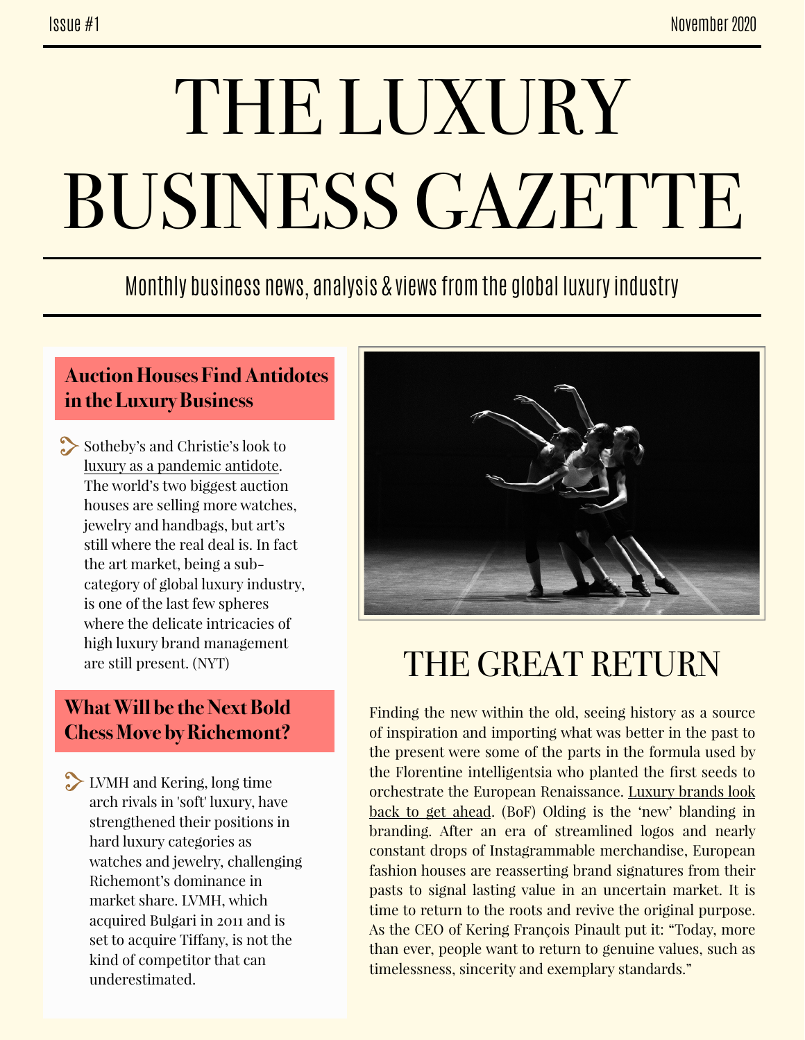Issue #1 — November 2020

# THE LUXURY BUSINESS GAZETTE

Monthly business news, analysis & views from the global luxury industry

## Auction Houses Find Antidotes in the Luxury Business

Sotheby's and Christie's look to luxury as a pandemic antidote. The world's two biggest auction houses are selling more watches, jewelry and handbags, but art's still where the real deal is. In fact the art market, being a sub-category of global luxury industry, is one of the last few spheres where the delicate intricacies of high luxury brand management are still present. (NYT)

## What Will be the Next Bold Chess Move by Richemont?

LVMH and Kering, long time arch rivals in 'soft' luxury, have strengthened their positions in hard luxury categories as watches and jewelry, challenging Richemont's dominance in market share. LVMH, which acquired Bulgari in 2011 and is set to acquire Tiffany, is not the kind of competitor that can underestimated.

## THE GREAT RETURN

Finding the new within the old, seeing history as a source of inspiration and importing what was better in the past to the present were some of the parts in the formula used by the Florentine intelligentsia who planted the first seeds to orchestrate the European Renaissance. Luxury brands look back to get ahead. (BoF) Olding is the 'new' blanding in branding. After an era of streamlined logos and nearly constant drops of Instagrammable merchandise, European fashion houses are reasserting brand signatures from their pasts to signal lasting value in an uncertain market. It is time to return to the roots and revive the original purpose. As the CEO of Kering François Pinault put it: "Today, more than ever, people want to return to genuine values, such as timelessness, sincerity and exemplary standards."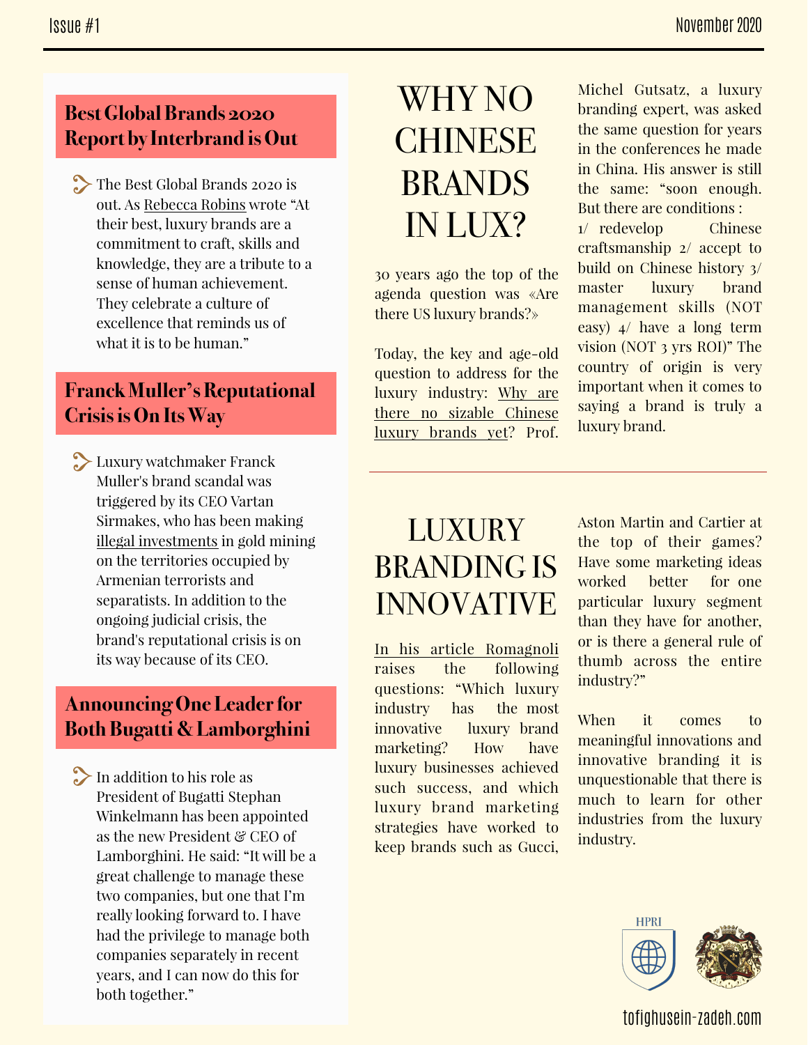## Best Global Brands 2020 Report by Interbrand is Out

- The Best Global Brands 2020 is out. As Rebecca Robins wrote "At their best, luxury brands are a commitment to craft, skills and knowledge, they are a tribute to a sense of human achievement. They celebrate a culture of excellence that reminds us of what it is to be human."

## Franck Muller's Reputational Crisis is On Its Way

- Luxury watchmaker Franck Muller's brand scandal was triggered by its CEO Vartan Sirmakes, who has been making illegal investments in gold mining on the territories occupied by Armenian terrorists and separatists. In addition to the ongoing judicial crisis, the brand's reputational crisis is on its way because of its CEO.

## Announcing One Leader for Both Bugatti & Lamborghini

- In addition to his role as President of Bugatti Stephan Winkelmann has been appointed as the new President & CEO of Lamborghini. He said: "It will be a great challenge to manage these two companies, but one that I'm really looking forward to. I have had the privilege to manage both companies separately in recent years, and I can now do this for both together."

# WHY NO CHINESE BRANDS IN LUX?

30 years ago the top of the agenda question was «Are there US luxury brands?»

Today, the key and age-old question to address for the luxury industry: Why are there no sizable Chinese luxury brands yet? Prof. Michel Gutsatz, a luxury branding expert, was asked the same question for years in the conferences he made in China. His answer is still the same: "soon enough. But there are conditions :
1/ redevelop Chinese craftsmanship 2/ accept to build on Chinese history 3/ master luxury brand management skills (NOT easy) 4/ have a long term vision (NOT 3 yrs ROI)" The country of origin is very important when it comes to saying a brand is truly a luxury brand.

# LUXURY BRANDING IS INNOVATIVE

In his article Romagnoli raises the following questions: "Which luxury industry has the most innovative luxury brand marketing? How have luxury businesses achieved such success, and which luxury brand marketing strategies have worked to keep brands such as Gucci, Aston Martin and Cartier at the top of their games? Have some marketing ideas worked better for one particular luxury segment than they have for another, or is there a general rule of thumb across the entire industry?"

When it comes to meaningful innovations and innovative branding it is unquestionable that there is much to learn for other industries from the luxury industry.

HPRI

tofighusein-zadeh.com